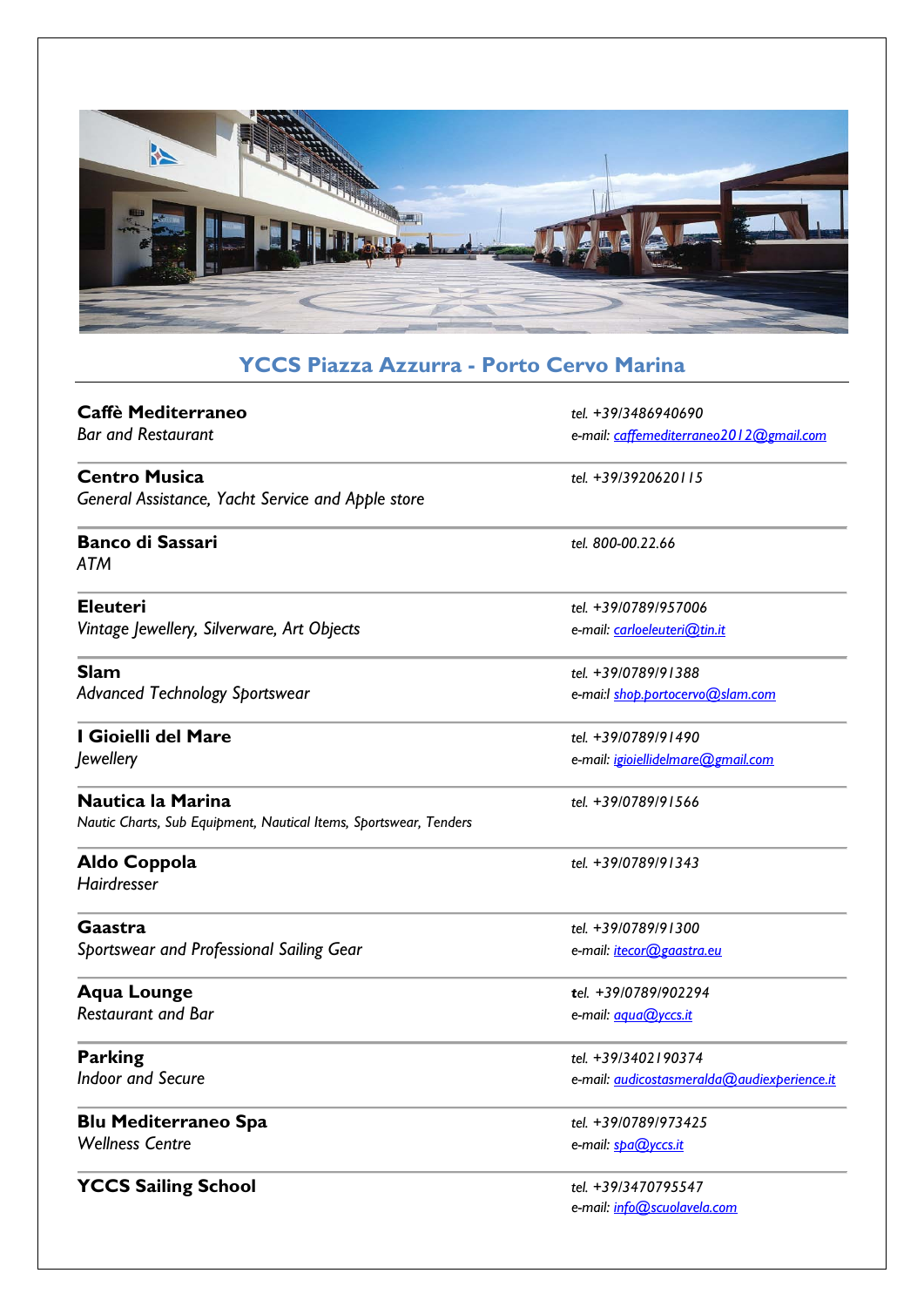## YCCS Piazza Azzurra - Porto Cervo Marina

**Caffè Mediterraneo**
*Bar and Restaurant*
*tel. +39/3486940690*
*e-mail: caffemediterraneo2012@gmail.com*

---

**Centro Musica**
*General Assistance, Yacht Service and Apple store*
*tel. +39/3920620115*

---

**Banco di Sassari**
*ATM*
*tel. 800-00.22.66*

---

**Eleuteri**
*Vintage Jewellery, Silverware, Art Objects*
*tel. +39/0789/957006*
*e-mail: carloeleuteri@tin.it*

---

**Slam**
*Advanced Technology Sportswear*
*tel. +39/0789/91388*
*e-mai:l shop.portocervo@slam.com*

---

**I Gioielli del Mare**
*Jewellery*
*tel. +39/0789/91490*
*e-mail: igioiellidelmare@gmail.com*

---

**Nautica la Marina**
*Nautic Charts, Sub Equipment, Nautical Items, Sportswear, Tenders*
*tel. +39/0789/91566*

---

**Aldo Coppola**
*Hairdresser*
*tel. +39/0789/91343*

---

**Gaastra**
*Sportswear and Professional Sailing Gear*
*tel. +39/0789/91300*
*e-mail: itecor@gaastra.eu*

---

**Aqua Lounge**
*Restaurant and Bar*
*tel. +39/0789/902294*
*e-mail: aqua@yccs.it*

---

**Parking**
*Indoor and Secure*
*tel. +39/3402190374*
*e-mail: audicostasmeralda@audiexperience.it*

---

**Blu Mediterraneo Spa**
*Wellness Centre*
*tel. +39/0789/973425*
*e-mail: spa@yccs.it*

---

**YCCS Sailing School**
*tel. +39/3470795547*
*e-mail: info@scuolavela.com*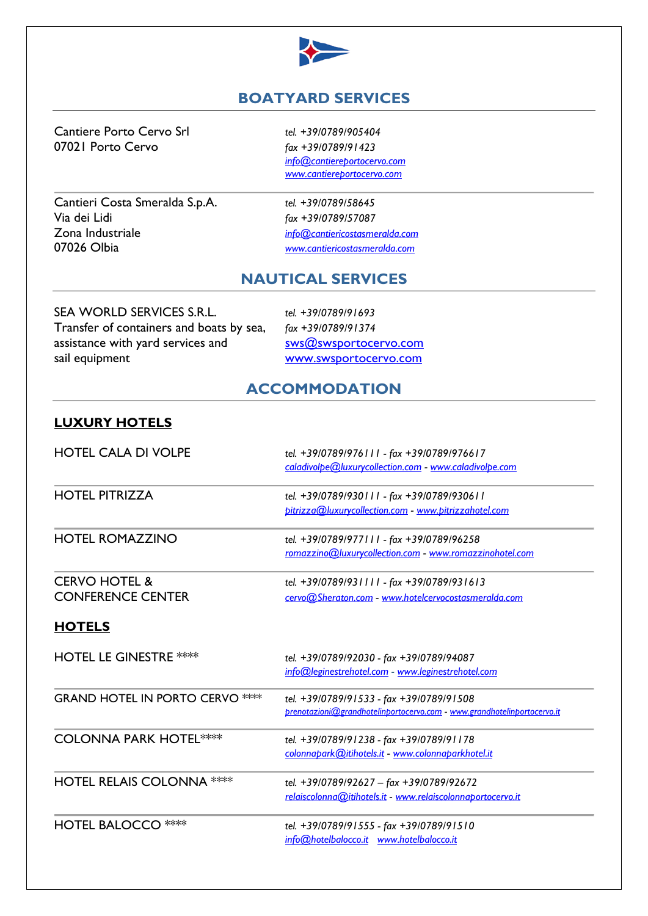## BOATYARD SERVICES

Cantiere Porto Cervo Srl
07021 Porto Cervo

*tel. +39/0789/905404*
*fax +39/0789/91423*
*info@cantiereportocervo.com*
*www.cantiereportocervo.com*

---

Cantieri Costa Smeralda S.p.A.
Via dei Lidi
Zona Industriale
07026 Olbia

*tel. +39/0789/58645*
*fax +39/0789/57087*
*info@cantiericostasmeralda.com*
*www.cantiericostasmeralda.com*

## NAUTICAL SERVICES

SEA WORLD SERVICES S.R.L.
Transfer of containers and boats by sea, assistance with yard services and sail equipment

*tel. +39/0789/91693*
*fax +39/0789/91374*
sws@swsportocervo.com
www.swsportocervo.com

## ACCOMMODATION

### LUXURY HOTELS

HOTEL CALA DI VOLPE
*tel. +39/0789/976111 - fax +39/0789/976617*
*caladivolpe@luxurycollection.com - www.caladivolpe.com*

---

HOTEL PITRIZZA
*tel. +39/0789/930111 - fax +39/0789/930611*
*pitrizza@luxurycollection.com - www.pitrizzahotel.com*

---

HOTEL ROMAZZINO
*tel. +39/0789/977111 - fax +39/0789/96258*
*romazzino@luxurycollection.com - www.romazzinohotel.com*

---

CERVO HOTEL & CONFERENCE CENTER
*tel. +39/0789/931111 - fax +39/0789/931613*
*cervo@Sheraton.com - www.hotelcervocostasmeralda.com*

### HOTELS

HOTEL LE GINESTRE ****
*tel. +39/0789/92030 - fax +39/0789/94087*
*info@leginestrehotel.com - www.leginestrehotel.com*

---

GRAND HOTEL IN PORTO CERVO ****
*tel. +39/0789/91533 - fax +39/0789/91508*
*prenotazioni@grandhotelinportocervo.com - www.grandhotelinportocervo.it*

---

COLONNA PARK HOTEL****
*tel. +39/0789/91238 - fax +39/0789/91178*
*colonnapark@itihotels.it - www.colonnaparkhotel.it*

---

HOTEL RELAIS COLONNA ****
*tel. +39/0789/92627 – fax +39/0789/92672*
*relaiscolonna@itihotels.it - www.relaiscolonnaportocervo.it*

---

HOTEL BALOCCO ****
*tel. +39/0789/91555 - fax +39/0789/91510*
*info@hotelbalocco.it www.hotelbalocco.it*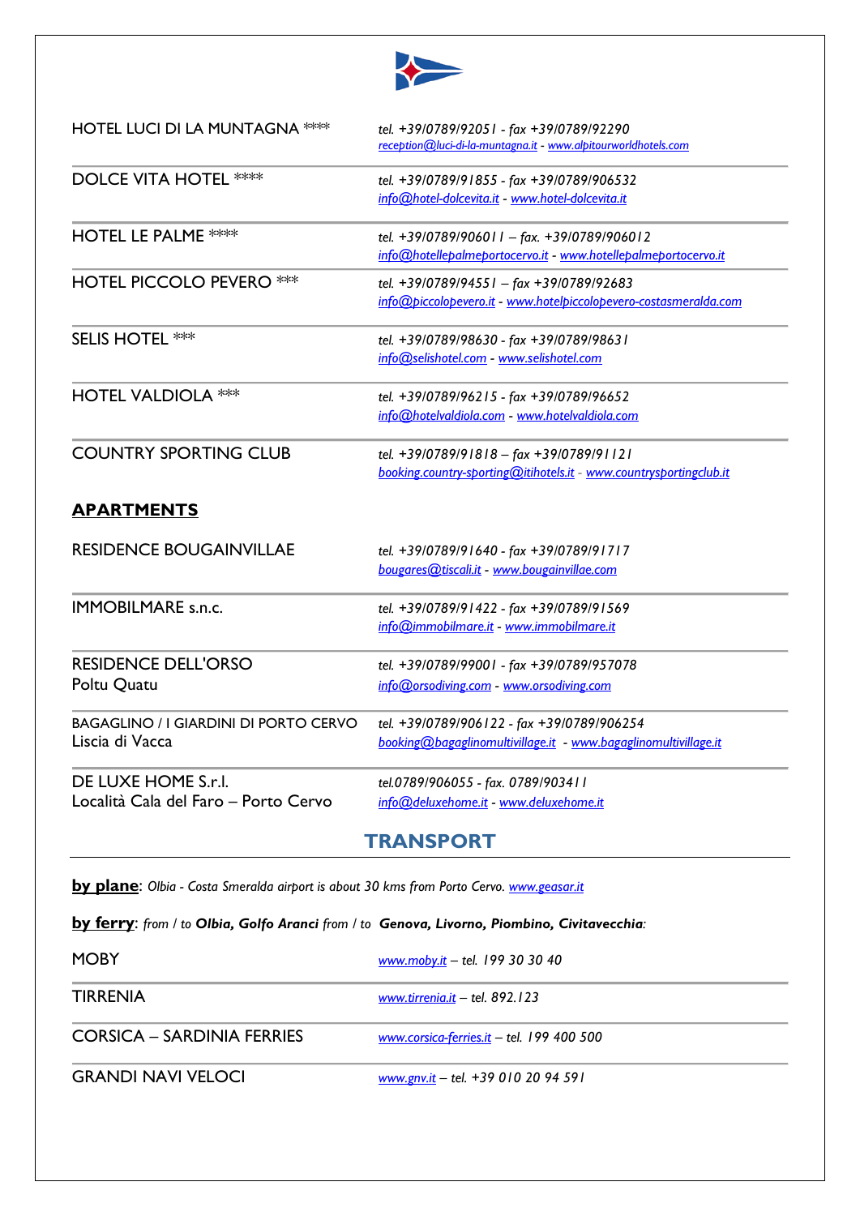| | |
|---|---|
| HOTEL LUCI DI LA MUNTAGNA **** | *tel. +39/0789/92051 - fax +39/0789/92290*<br>*reception@luci-di-la-muntagna.it - www.alpitourworldhotels.com* |
| DOLCE VITA HOTEL **** | *tel. +39/0789/91855 - fax +39/0789/906532*<br>*info@hotel-dolcevita.it - www.hotel-dolcevita.it* |
| HOTEL LE PALME **** | *tel. +39/0789/906011 – fax. +39/0789/906012*<br>*info@hotellepalmeportocervo.it - www.hotellepalmeportocervo.it* |
| HOTEL PICCOLO PEVERO *** | *tel. +39/0789/94551 – fax +39/0789/92683*<br>*info@piccolopevero.it - www.hotelpiccolopevero-costasmeralda.com* |
| SELIS HOTEL *** | *tel. +39/0789/98630 - fax +39/0789/98631*<br>*info@selishotel.com - www.selishotel.com* |
| HOTEL VALDIOLA *** | *tel. +39/0789/96215 - fax +39/0789/96652*<br>*info@hotelvaldiola.com - www.hotelvaldiola.com* |
| COUNTRY SPORTING CLUB | *tel. +39/0789/91818 – fax +39/0789/91121*<br>*booking.country-sporting@itihotels.it - www.countrysportingclub.it* |

## APARTMENTS

| | |
|---|---|
| RESIDENCE BOUGAINVILLAE | *tel. +39/0789/91640 - fax +39/0789/91717*<br>*bougares@tiscali.it - www.bougainvillae.com* |
| IMMOBILMARE s.n.c. | *tel. +39/0789/91422 - fax +39/0789/91569*<br>*info@immobilmare.it - www.immobilmare.it* |
| RESIDENCE DELL'ORSO<br>Poltu Quatu | *tel. +39/0789/99001 - fax +39/0789/957078*<br>*info@orsodiving.com - www.orsodiving.com* |
| BAGAGLINO / I GIARDINI DI PORTO CERVO<br>Liscia di Vacca | *tel. +39/0789/906122 - fax +39/0789/906254*<br>*booking@bagaglinomultivillage.it - www.bagaglinomultivillage.it* |
| DE LUXE HOME S.r.l.<br>Località Cala del Faro – Porto Cervo | *tel.0789/906055 - fax. 0789/903411*<br>*info@deluxehome.it - www.deluxehome.it* |

## TRANSPORT

**by plane**: *Olbia - Costa Smeralda airport is about 30 kms from Porto Cervo. www.geasar.it*

**by ferry**: *from / to* ***Olbia, Golfo Aranci*** *from / to* ***Genova, Livorno, Piombino, Civitavecchia***:

| | |
|---|---|
| MOBY | *www.moby.it – tel. 199 30 30 40* |
| TIRRENIA | *www.tirrenia.it – tel. 892.123* |
| CORSICA – SARDINIA FERRIES | *www.corsica-ferries.it – tel. 199 400 500* |
| GRANDI NAVI VELOCI | *www.gnv.it – tel. +39 010 20 94 591* |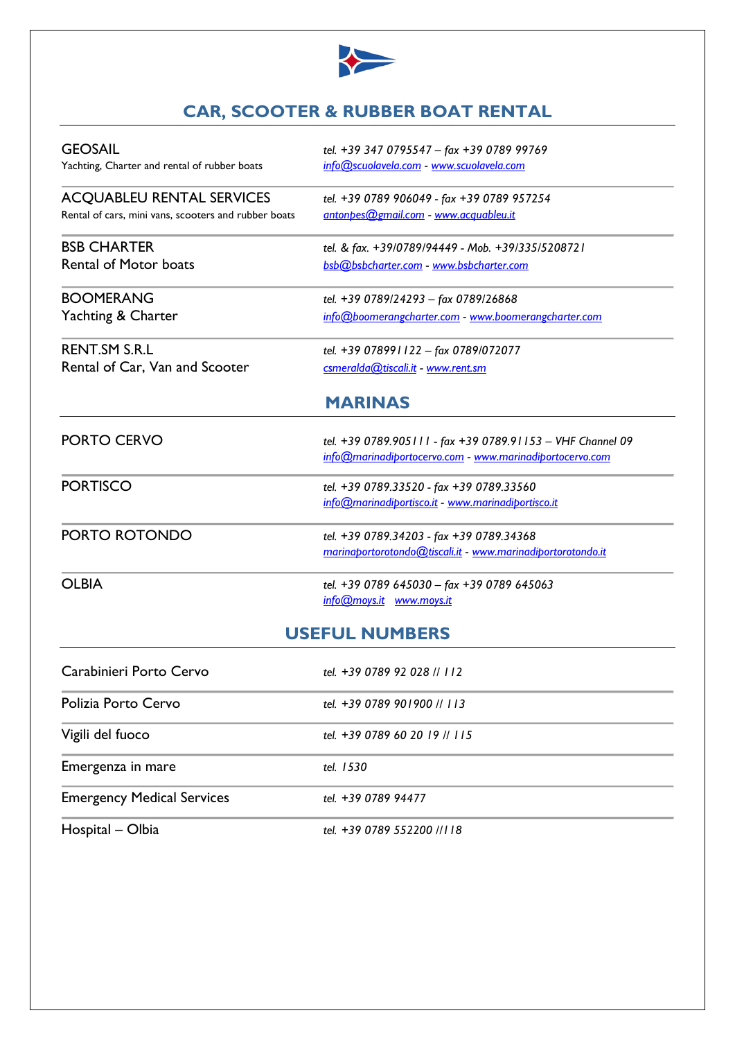## CAR, SCOOTER & RUBBER BOAT RENTAL

| | |
|---|---|
| GEOSAIL<br>Yachting, Charter and rental of rubber boats | *tel. +39 347 0795547 – fax +39 0789 99769*<br>*info@scuolavela.com - www.scuolavela.com* |
| ACQUABLEU RENTAL SERVICES<br>Rental of cars, mini vans, scooters and rubber boats | *tel. +39 0789 906049 - fax +39 0789 957254*<br>*antonpes@gmail.com - www.acquableu.it* |
| BSB CHARTER<br>Rental of Motor boats | *tel. & fax. +39/0789/94449 - Mob. +39/335/5208721*<br>*bsb@bsbcharter.com - www.bsbcharter.com* |
| BOOMERANG<br>Yachting & Charter | *tel. +39 0789/24293 – fax 0789/26868*<br>*info@boomerangcharter.com - www.boomerangcharter.com* |
| RENT.SM S.R.L<br>Rental of Car, Van and Scooter | *tel. +39 078991122 – fax 0789/072077*<br>*csmeralda@tiscali.it - www.rent.sm* |

## MARINAS

| | |
|---|---|
| PORTO CERVO | *tel. +39 0789.905111 - fax +39 0789.91153 – VHF Channel 09*<br>*info@marinadiportocervo.com - www.marinadiportocervo.com* |
| PORTISCO | *tel. +39 0789.33520 - fax +39 0789.33560*<br>*info@marinadiportisco.it - www.marinadiportisco.it* |
| PORTO ROTONDO | *tel. +39 0789.34203 - fax +39 0789.34368*<br>*marinaportorotondo@tiscali.it - www.marinadiportorotondo.it* |
| OLBIA | *tel. +39 0789 645030 – fax +39 0789 645063*<br>*info@moys.it www.moys.it* |

## USEFUL NUMBERS

| | |
|---|---|
| Carabinieri Porto Cervo | *tel. +39 0789 92 028 // 112* |
| Polizia Porto Cervo | *tel. +39 0789 901900 // 113* |
| Vigili del fuoco | *tel. +39 0789 60 20 19 // 115* |
| Emergenza in mare | *tel. 1530* |
| Emergency Medical Services | *tel. +39 0789 94477* |
| Hospital – Olbia | *tel. +39 0789 552200 //118* |